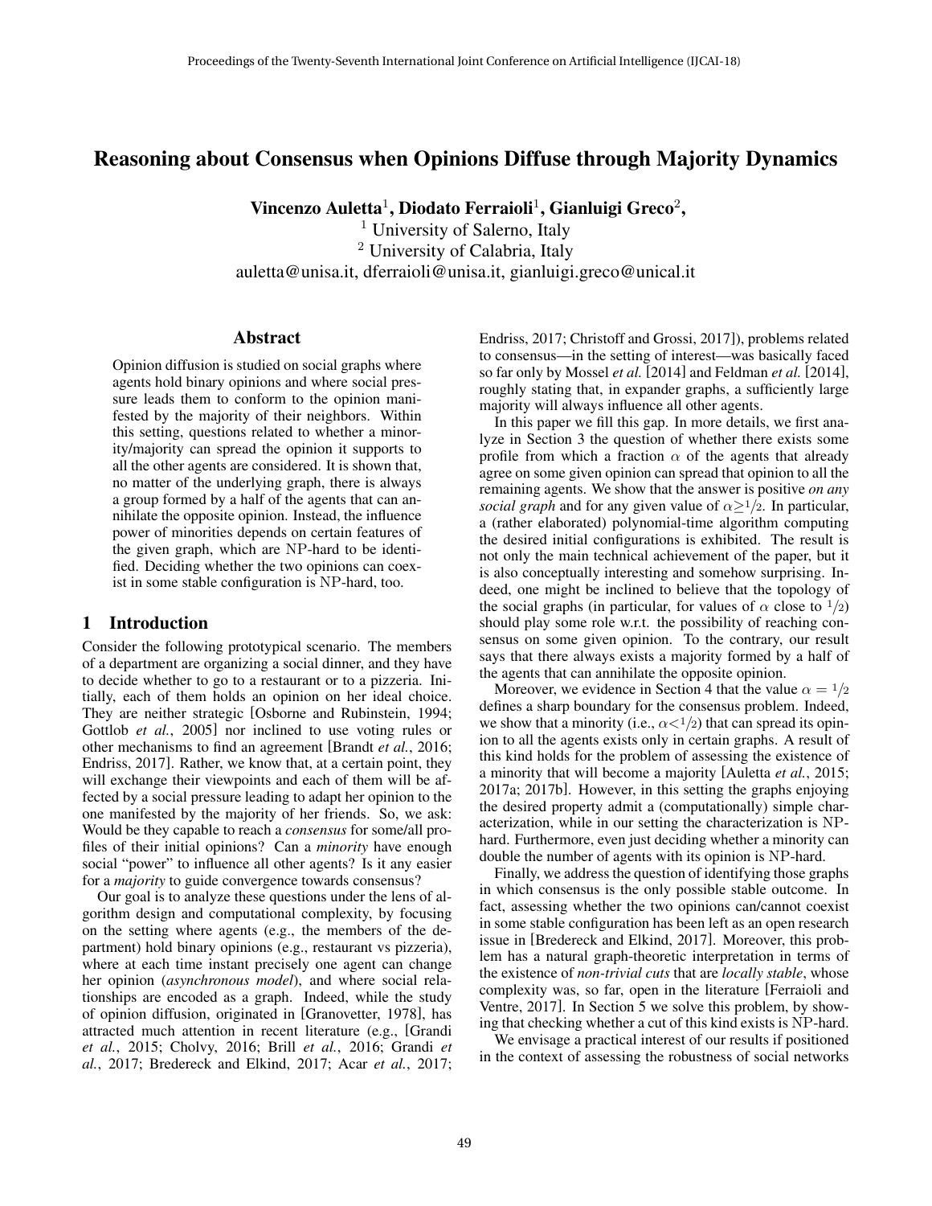# Reasoning about Consensus when Opinions Diffuse through Majority Dynamics

**Vincenzo Auletta[1], Diodato Ferraioli[1], Gianluigi Greco[2],**

[1] University of Salerno, Italy
[2] University of Calabria, Italy

auletta@unisa.it, dferraioli@unisa.it, gianluigi.greco@unical.it

## Abstract

Opinion diffusion is studied on social graphs where agents hold binary opinions and where social pressure leads them to conform to the opinion manifested by the majority of their neighbors. Within this setting, questions related to whether a minority/majority can spread the opinion it supports to all the other agents are considered. It is shown that, no matter of the underlying graph, there is always a group formed by a half of the agents that can annihilate the opposite opinion. Instead, the influence power of minorities depends on certain features of the given graph, which are NP-hard to be identified. Deciding whether the two opinions can coexist in some stable configuration is NP-hard, too.

## 1 Introduction

Consider the following prototypical scenario. The members of a department are organizing a social dinner, and they have to decide whether to go to a restaurant or to a pizzeria. Initially, each of them holds an opinion on her ideal choice. They are neither strategic [Osborne and Rubinstein, 1994; Gottlob *et al.*, 2005] nor inclined to use voting rules or other mechanisms to find an agreement [Brandt *et al.*, 2016; Endriss, 2017]. Rather, we know that, at a certain point, they will exchange their viewpoints and each of them will be affected by a social pressure leading to adapt her opinion to the one manifested by the majority of her friends. So, we ask: Would be they capable to reach a *consensus* for some/all profiles of their initial opinions? Can a *minority* have enough social "power" to influence all other agents? Is it any easier for a *majority* to guide convergence towards consensus?

Our goal is to analyze these questions under the lens of algorithm design and computational complexity, by focusing on the setting where agents (e.g., the members of the department) hold binary opinions (e.g., restaurant vs pizzeria), where at each time instant precisely one agent can change her opinion (*asynchronous model*), and where social relationships are encoded as a graph. Indeed, while the study of opinion diffusion, originated in [Granovetter, 1978], has attracted much attention in recent literature (e.g., [Grandi *et al.*, 2015; Cholvy, 2016; Brill *et al.*, 2016; Grandi *et al.*, 2017; Bredereck and Elkind, 2017; Acar *et al.*, 2017; Endriss, 2017; Christoff and Grossi, 2017]), problems related to consensus—in the setting of interest—was basically faced so far only by Mossel *et al.* [2014] and Feldman *et al.* [2014], roughly stating that, in expander graphs, a sufficiently large majority will always influence all other agents.

In this paper we fill this gap. In more details, we first analyze in Section 3 the question of whether there exists some profile from which a fraction $\alpha$ of the agents that already agree on some given opinion can spread that opinion to all the remaining agents. We show that the answer is positive *on any social graph* and for any given value of $\alpha \geq 1/2$. In particular, a (rather elaborated) polynomial-time algorithm computing the desired initial configurations is exhibited. The result is not only the main technical achievement of the paper, but it is also conceptually interesting and somehow surprising. Indeed, one might be inclined to believe that the topology of the social graphs (in particular, for values of $\alpha$ close to $1/2$) should play some role w.r.t. the possibility of reaching consensus on some given opinion. To the contrary, our result says that there always exists a majority formed by a half of the agents that can annihilate the opposite opinion.

Moreover, we evidence in Section 4 that the value $\alpha = 1/2$ defines a sharp boundary for the consensus problem. Indeed, we show that a minority (i.e., $\alpha < 1/2$) that can spread its opinion to all the agents exists only in certain graphs. A result of this kind holds for the problem of assessing the existence of a minority that will become a majority [Auletta *et al.*, 2015; 2017a; 2017b]. However, in this setting the graphs enjoying the desired property admit a (computationally) simple characterization, while in our setting the characterization is NP-hard. Furthermore, even just deciding whether a minority can double the number of agents with its opinion is NP-hard.

Finally, we address the question of identifying those graphs in which consensus is the only possible stable outcome. In fact, assessing whether the two opinions can/cannot coexist in some stable configuration has been left as an open research issue in [Bredereck and Elkind, 2017]. Moreover, this problem has a natural graph-theoretic interpretation in terms of the existence of *non-trivial cuts* that are *locally stable*, whose complexity was, so far, open in the literature [Ferraioli and Ventre, 2017]. In Section 5 we solve this problem, by showing that checking whether a cut of this kind exists is NP-hard.

We envisage a practical interest of our results if positioned in the context of assessing the robustness of social networks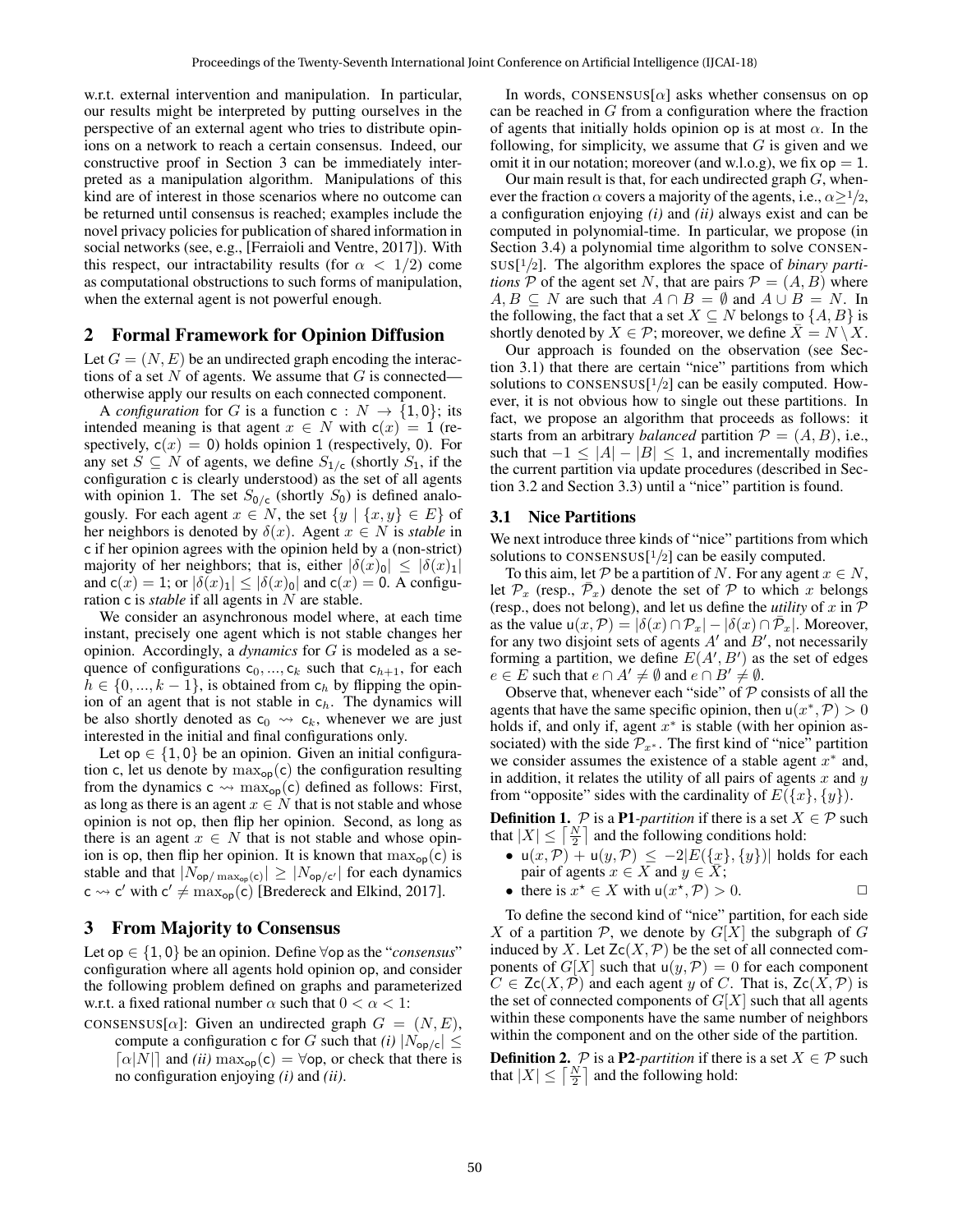w.r.t. external intervention and manipulation. In particular, our results might be interpreted by putting ourselves in the perspective of an external agent who tries to distribute opinions on a network to reach a certain consensus. Indeed, our constructive proof in Section 3 can be immediately interpreted as a manipulation algorithm. Manipulations of this kind are of interest in those scenarios where no outcome can be returned until consensus is reached; examples include the novel privacy policies for publication of shared information in social networks (see, e.g., [Ferraioli and Ventre, 2017]). With this respect, our intractability results (for $\alpha < 1/2$) come as computational obstructions to such forms of manipulation, when the external agent is not powerful enough.

## 2 Formal Framework for Opinion Diffusion

Let $G = (N, E)$ be an undirected graph encoding the interactions of a set $N$ of agents. We assume that $G$ is connected—otherwise apply our results on each connected component.

A *configuration* for $G$ is a function $\mathsf{c} : N \rightarrow \{1, 0\}$; its intended meaning is that agent $x \in N$ with $\mathsf{c}(x) = 1$ (respectively, $\mathsf{c}(x) = 0$) holds opinion 1 (respectively, 0). For any set $S \subseteq N$ of agents, we define $S_{1/\mathsf{c}}$ (shortly $S_1$, if the configuration c is clearly understood) as the set of all agents with opinion 1. The set $S_{0/\mathsf{c}}$ (shortly $S_0$) is defined analogously. For each agent $x \in N$, the set $\{y \mid \{x, y\} \in E\}$ of her neighbors is denoted by $\delta(x)$. Agent $x \in N$ is *stable* in c if her opinion agrees with the opinion held by a (non-strict) majority of her neighbors; that is, either $|\delta(x)_0| \leq |\delta(x)_1|$ and $\mathsf{c}(x) = 1$; or $|\delta(x)_1| \leq |\delta(x)_0|$ and $\mathsf{c}(x) = 0$. A configuration c is *stable* if all agents in $N$ are stable.

We consider an asynchronous model where, at each time instant, precisely one agent which is not stable changes her opinion. Accordingly, a *dynamics* for $G$ is modeled as a sequence of configurations $\mathsf{c}_0, ..., \mathsf{c}_k$ such that $\mathsf{c}_{h+1}$, for each $h \in \{0, ..., k-1\}$, is obtained from $\mathsf{c}_h$ by flipping the opinion of an agent that is not stable in $\mathsf{c}_h$. The dynamics will be also shortly denoted as $\mathsf{c}_0 \rightsquigarrow \mathsf{c}_k$, whenever we are just interested in the initial and final configurations only.

Let $\mathsf{op} \in \{1, 0\}$ be an opinion. Given an initial configuration c, let us denote by $\max_{\mathsf{op}}(\mathsf{c})$ the configuration resulting from the dynamics $\mathsf{c} \rightsquigarrow \max_{\mathsf{op}}(\mathsf{c})$ defined as follows: First, as long as there is an agent $x \in N$ that is not stable and whose opinion is not op, then flip her opinion. Second, as long as there is an agent $x \in N$ that is not stable and whose opinion is op, then flip her opinion. It is known that $\max_{\mathsf{op}}(\mathsf{c})$ is stable and that $|N_{\mathsf{op}/\max_{\mathsf{op}}(\mathsf{c})}| \geq |N_{\mathsf{op}/\mathsf{c}'}|$ for each dynamics $\mathsf{c} \rightsquigarrow \mathsf{c}'$ with $\mathsf{c}' \neq \max_{\mathsf{op}}(\mathsf{c})$ [Bredereck and Elkind, 2017].

## 3 From Majority to Consensus

Let $\mathsf{op} \in \{1, 0\}$ be an opinion. Define $\forall \mathsf{op}$ as the "*consensus*" configuration where all agents hold opinion op, and consider the following problem defined on graphs and parameterized w.r.t. a fixed rational number $\alpha$ such that $0 < \alpha < 1$:

CONSENSUS[$\alpha$]: Given an undirected graph $G = (N, E)$, compute a configuration c for $G$ such that *(i)* $|N_{\mathsf{op}/\mathsf{c}}| \leq \lceil \alpha |N| \rceil$ and *(ii)* $\max_{\mathsf{op}}(\mathsf{c}) = \forall \mathsf{op}$, or check that there is no configuration enjoying *(i)* and *(ii)*.

In words, CONSENSUS[$\alpha$] asks whether consensus on op can be reached in $G$ from a configuration where the fraction of agents that initially holds opinion op is at most $\alpha$. In the following, for simplicity, we assume that $G$ is given and we omit it in our notation; moreover (and w.l.o.g), we fix $\mathsf{op} = 1$.

Our main result is that, for each undirected graph $G$, whenever the fraction $\alpha$ covers a majority of the agents, i.e., $\alpha \geq 1/2$, a configuration enjoying *(i)* and *(ii)* always exist and can be computed in polynomial-time. In particular, we propose (in Section 3.4) a polynomial time algorithm to solve CONSENSUS[$1/2$]. The algorithm explores the space of *binary partitions* $\mathcal{P}$ of the agent set $N$, that are pairs $\mathcal{P} = (A, B)$ where $A, B \subseteq N$ are such that $A \cap B = \emptyset$ and $A \cup B = N$. In the following, the fact that a set $X \subseteq N$ belongs to $\{A, B\}$ is shortly denoted by $X \in \mathcal{P}$; moreover, we define $\bar{X} = N \setminus X$.

Our approach is founded on the observation (see Section 3.1) that there are certain "nice" partitions from which solutions to CONSENSUS[$1/2$] can be easily computed. However, it is not obvious how to single out these partitions. In fact, we propose an algorithm that proceeds as follows: it starts from an arbitrary *balanced* partition $\mathcal{P} = (A, B)$, i.e., such that $-1 \leq |A| - |B| \leq 1$, and incrementally modifies the current partition via update procedures (described in Section 3.2 and Section 3.3) until a "nice" partition is found.

### 3.1 Nice Partitions

We next introduce three kinds of "nice" partitions from which solutions to CONSENSUS[$1/2$] can be easily computed.

To this aim, let $\mathcal{P}$ be a partition of $N$. For any agent $x \in N$, let $\mathcal{P}_x$ (resp., $\bar{\mathcal{P}}_x$) denote the set of $\mathcal{P}$ to which $x$ belongs (resp., does not belong), and let us define the *utility* of $x$ in $\mathcal{P}$ as the value $\mathsf{u}(x, \mathcal{P}) = |\delta(x) \cap \mathcal{P}_x| - |\delta(x) \cap \bar{\mathcal{P}}_x|$. Moreover, for any two disjoint sets of agents $A'$ and $B'$, not necessarily forming a partition, we define $E(A', B')$ as the set of edges $e \in E$ such that $e \cap A' \neq \emptyset$ and $e \cap B' \neq \emptyset$.

Observe that, whenever each "side" of $\mathcal{P}$ consists of all the agents that have the same specific opinion, then $\mathsf{u}(x^*, \mathcal{P}) > 0$ holds if, and only if, agent $x^*$ is stable (with her opinion associated) with the side $\mathcal{P}_{x^*}$. The first kind of "nice" partition we consider assumes the existence of a stable agent $x^*$ and, in addition, it relates the utility of all pairs of agents $x$ and $y$ from "opposite" sides with the cardinality of $E(\{x\}, \{y\})$.

**Definition 1.** $\mathcal{P}$ is a **P1**-*partition* if there is a set $X \in \mathcal{P}$ such that $|X| \leq \left\lceil \frac{N}{2} \right\rceil$ and the following conditions hold:

- $\mathsf{u}(x, \mathcal{P}) + \mathsf{u}(y, \mathcal{P}) \leq -2|E(\{x\}, \{y\})|$ holds for each pair of agents $x \in X$ and $y \in \bar{X}$;
- there is $x^\star \in X$ with $\mathsf{u}(x^\star, \mathcal{P}) > 0$. □

To define the second kind of "nice" partition, for each side $X$ of a partition $\mathcal{P}$, we denote by $G[X]$ the subgraph of $G$ induced by $X$. Let $\mathsf{Zc}(X, \mathcal{P})$ be the set of all connected components of $G[X]$ such that $\mathsf{u}(y, \mathcal{P}) = 0$ for each component $C \in \mathsf{Zc}(X, \mathcal{P})$ and each agent $y$ of $C$. That is, $\mathsf{Zc}(X, \mathcal{P})$ is the set of connected components of $G[X]$ such that all agents within these components have the same number of neighbors within the component and on the other side of the partition.

**Definition 2.** $\mathcal{P}$ is a **P2**-*partition* if there is a set $X \in \mathcal{P}$ such that $|X| \leq \left\lceil \frac{N}{2} \right\rceil$ and the following hold: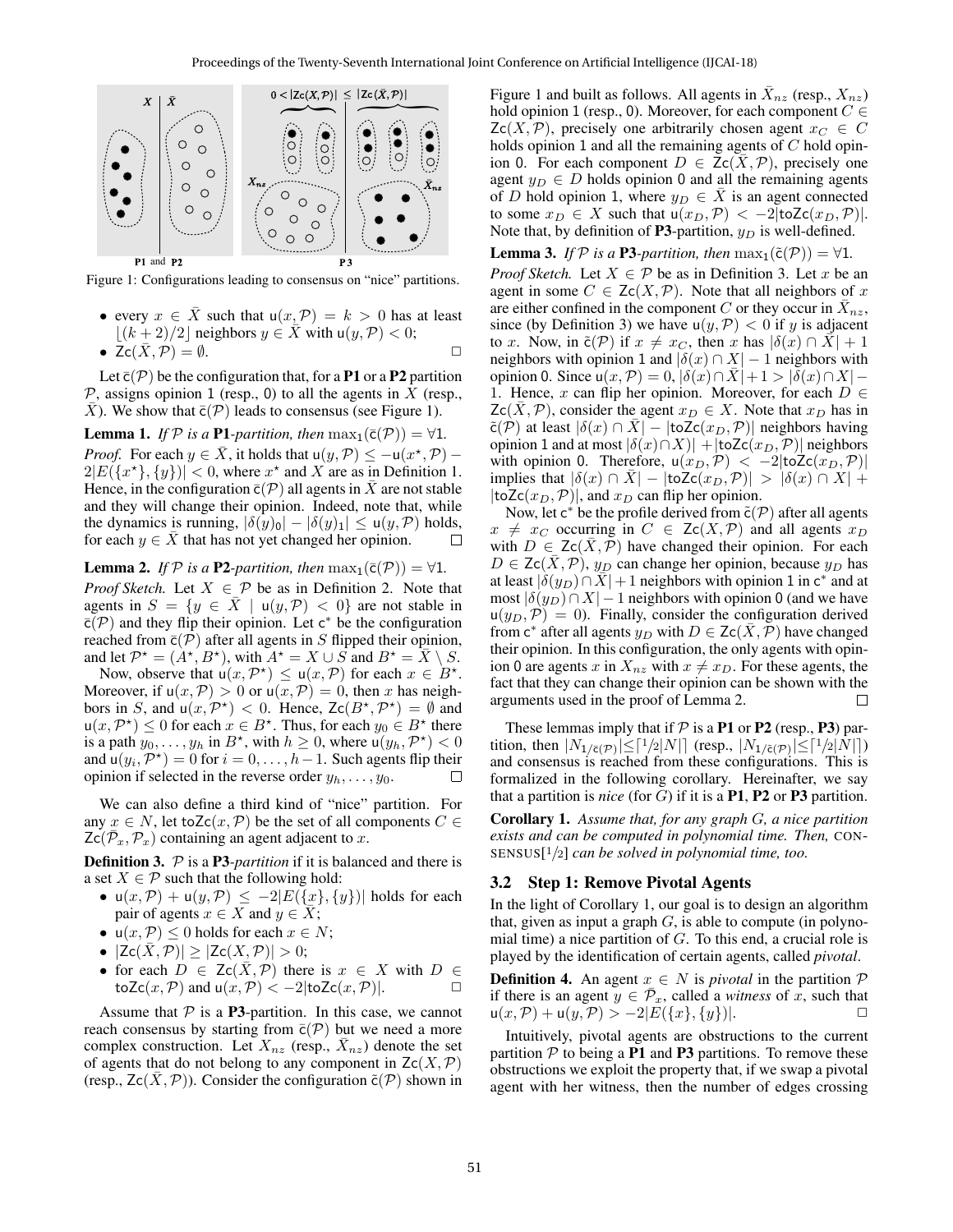Figure 1: Configurations leading to consensus on "nice" partitions.

- every $x \in \bar{X}$ such that $\mathsf{u}(x, \mathcal{P}) = k > 0$ has at least $\lfloor (k+2)/2 \rfloor$ neighbors $y \in \bar{X}$ with $\mathsf{u}(y, \mathcal{P}) < 0$;
- $\mathsf{Zc}(\bar{X}, \mathcal{P}) = \emptyset$. □

Let $\bar{\mathsf{c}}(\mathcal{P})$ be the configuration that, for a **P1** or a **P2** partition $\mathcal{P}$, assigns opinion 1 (resp., 0) to all the agents in $X$ (resp., $\bar{X}$). We show that $\bar{\mathsf{c}}(\mathcal{P})$ leads to consensus (see Figure 1).

**Lemma 1.** *If $\mathcal{P}$ is a* **P1***-partition, then* $\max_1(\bar{\mathsf{c}}(\mathcal{P})) = \forall 1$.

*Proof.* For each $y \in \bar{X}$, it holds that $\mathsf{u}(y, \mathcal{P}) \leq -\mathsf{u}(x^\star, \mathcal{P}) - 2|E(\{x^\star\}, \{y\})| < 0$, where $x^\star$ and $X$ are as in Definition 1. Hence, in the configuration $\bar{\mathsf{c}}(\mathcal{P})$ all agents in $\bar{X}$ are not stable and they will change their opinion. Indeed, note that, while the dynamics is running, $|\delta(y)_0| - |\delta(y)_1| \leq \mathsf{u}(y, \mathcal{P})$ holds, for each $y \in \bar{X}$ that has not yet changed her opinion. □

**Lemma 2.** *If $\mathcal{P}$ is a* **P2***-partition, then* $\max_1(\bar{\mathsf{c}}(\mathcal{P})) = \forall 1$.

*Proof Sketch.* Let $X \in \mathcal{P}$ be as in Definition 2. Note that agents in $S = \{y \in \bar{X} \mid \mathsf{u}(y, \mathcal{P}) < 0\}$ are not stable in $\bar{\mathsf{c}}(\mathcal{P})$ and they flip their opinion. Let $\mathsf{c}^*$ be the configuration reached from $\bar{\mathsf{c}}(\mathcal{P})$ after all agents in $S$ flipped their opinion, and let $\mathcal{P}^\star = (A^\star, B^\star)$, with $A^\star = X \cup S$ and $B^\star = \bar{X} \setminus S$.

Now, observe that $\mathsf{u}(x, \mathcal{P}^\star) \leq \mathsf{u}(x, \mathcal{P})$ for each $x \in B^\star$. Moreover, if $\mathsf{u}(x, \mathcal{P}) > 0$ or $\mathsf{u}(x, \mathcal{P}) = 0$, then $x$ has neighbors in $S$, and $\mathsf{u}(x, \mathcal{P}^\star) < 0$. Hence, $\mathsf{Zc}(B^\star, \mathcal{P}^\star) = \emptyset$ and $\mathsf{u}(x, \mathcal{P}^\star) \leq 0$ for each $x \in B^\star$. Thus, for each $y_0 \in B^\star$ there is a path $y_0, \ldots, y_h$ in $B^\star$, with $h \geq 0$, where $\mathsf{u}(y_h, \mathcal{P}^\star) < 0$ and $\mathsf{u}(y_i, \mathcal{P}^\star) = 0$ for $i = 0, \ldots, h-1$. Such agents flip their opinion if selected in the reverse order $y_h, \ldots, y_0$. □

We can also define a third kind of "nice" partition. For any $x \in N$, let $\mathsf{toZc}(x, \mathcal{P})$ be the set of all components $C \in \mathsf{Zc}(\bar{\mathcal{P}}_x, \mathcal{P}_x)$ containing an agent adjacent to $x$.

**Definition 3.** $\mathcal{P}$ is a **P3***-partition* if it is balanced and there is a set $X \in \mathcal{P}$ such that the following hold:

- $\mathsf{u}(x, \mathcal{P}) + \mathsf{u}(y, \mathcal{P}) \leq -2|E(\{x\}, \{y\})|$ holds for each pair of agents $x \in X$ and $y \in \bar{X}$;
- $\mathsf{u}(x, \mathcal{P}) \leq 0$ holds for each $x \in N$;
- $|\mathsf{Zc}(\bar{X}, \mathcal{P})| \geq |\mathsf{Zc}(X, \mathcal{P})| > 0$;
- for each $D \in \mathsf{Zc}(\bar{X}, \mathcal{P})$ there is $x \in X$ with $D \in \mathsf{toZc}(x, \mathcal{P})$ and $\mathsf{u}(x, \mathcal{P}) < -2|\mathsf{toZc}(x, \mathcal{P})|$. □

Assume that $\mathcal{P}$ is a **P3**-partition. In this case, we cannot reach consensus by starting from $\bar{\mathsf{c}}(\mathcal{P})$ but we need a more complex construction. Let $X_{nz}$ (resp., $\bar{X}_{nz}$) denote the set of agents that do not belong to any component in $\mathsf{Zc}(X, \mathcal{P})$ (resp., $\mathsf{Zc}(\bar{X}, \mathcal{P})$). Consider the configuration $\tilde{\mathsf{c}}(\mathcal{P})$ shown in Figure 1 and built as follows. All agents in $\bar{X}_{nz}$ (resp., $X_{nz}$) hold opinion 1 (resp., 0). Moreover, for each component $C \in \mathsf{Zc}(X, \mathcal{P})$, precisely one arbitrarily chosen agent $x_C \in C$ holds opinion 1 and all the remaining agents of $C$ hold opinion 0. For each component $D \in \mathsf{Zc}(\bar{X}, \mathcal{P})$, precisely one agent $y_D \in D$ holds opinion 0 and all the remaining agents of $D$ hold opinion 1, where $y_D \in \bar{X}$ is an agent connected to some $x_D \in X$ such that $\mathsf{u}(x_D, \mathcal{P}) < -2|\mathsf{toZc}(x_D, \mathcal{P})|$. Note that, by definition of **P3**-partition, $y_D$ is well-defined.

**Lemma 3.** *If $\mathcal{P}$ is a* **P3***-partition, then* $\max_1(\tilde{\mathsf{c}}(\mathcal{P})) = \forall 1$.

*Proof Sketch.* Let $X \in \mathcal{P}$ be as in Definition 3. Let $x$ be an agent in some $C \in \mathsf{Zc}(X, \mathcal{P})$. Note that all neighbors of $x$ are either confined in the component $C$ or they occur in $\bar{X}_{nz}$, since (by Definition 3) we have $\mathsf{u}(y, \mathcal{P}) < 0$ if $y$ is adjacent to $x$. Now, in $\tilde{\mathsf{c}}(\mathcal{P})$ if $x \neq x_C$, then $x$ has $|\delta(x) \cap \bar{X}| + 1$ neighbors with opinion 1 and $|\delta(x) \cap X| - 1$ neighbors with opinion 0. Since $\mathsf{u}(x, \mathcal{P}) = 0$, $|\delta(x) \cap \bar{X}| + 1 > |\delta(x) \cap X| - 1$. Hence, $x$ can flip her opinion. Moreover, for each $D \in \mathsf{Zc}(\bar{X}, \mathcal{P})$, consider the agent $x_D \in X$. Note that $x_D$ has in $\tilde{\mathsf{c}}(\mathcal{P})$ at least $|\delta(x) \cap \bar{X}| - |\mathsf{toZc}(x_D, \mathcal{P})|$ neighbors having opinion 1 and at most $|\delta(x) \cap X)| + |\mathsf{toZc}(x_D, \mathcal{P})|$ neighbors with opinion 0. Therefore, $\mathsf{u}(x_D, \mathcal{P}) < -2|\mathsf{toZc}(x_D, \mathcal{P})|$ implies that $|\delta(x) \cap \bar{X}| - |\mathsf{toZc}(x_D, \mathcal{P})| > |\delta(x) \cap X| + |\mathsf{toZc}(x_D, \mathcal{P})|$, and $x_D$ can flip her opinion.

Now, let $\mathsf{c}^*$ be the profile derived from $\tilde{\mathsf{c}}(\mathcal{P})$ after all agents $x \neq x_C$ occurring in $C \in \mathsf{Zc}(X, \mathcal{P})$ and all agents $x_D$ with $D \in \mathsf{Zc}(\bar{X}, \mathcal{P})$ have changed their opinion. For each $D \in \mathsf{Zc}(\bar{X}, \mathcal{P})$, $y_D$ can change her opinion, because $y_D$ has at least $|\delta(y_D) \cap \bar{X}| + 1$ neighbors with opinion 1 in $\mathsf{c}^*$ and at most $|\delta(y_D) \cap X| - 1$ neighbors with opinion 0 (and we have $\mathsf{u}(y_D, \mathcal{P}) = 0$). Finally, consider the configuration derived from $\mathsf{c}^*$ after all agents $y_D$ with $D \in \mathsf{Zc}(\bar{X}, \mathcal{P})$ have changed their opinion. In this configuration, the only agents with opinion 0 are agents $x$ in $X_{nz}$ with $x \neq x_D$. For these agents, the fact that they can change their opinion can be shown with the arguments used in the proof of Lemma 2. □

These lemmas imply that if $\mathcal{P}$ is a **P1** or **P2** (resp., **P3**) partition, then $|N_{1/\bar{\mathsf{c}}(\mathcal{P})}| \leq \lceil 1/2|N| \rceil$ (resp., $|N_{1/\tilde{\mathsf{c}}(\mathcal{P})}| \leq \lceil 1/2|N| \rceil$) and consensus is reached from these configurations. This is formalized in the following corollary. Hereinafter, we say that a partition is *nice* (for $G$) if it is a **P1**, **P2** or **P3** partition.

**Corollary 1.** *Assume that, for any graph $G$, a nice partition exists and can be computed in polynomial time. Then,* CONSENSUS[$1/2$] *can be solved in polynomial time, too.*

### 3.2 Step 1: Remove Pivotal Agents

In the light of Corollary 1, our goal is to design an algorithm that, given as input a graph $G$, is able to compute (in polynomial time) a nice partition of $G$. To this end, a crucial role is played by the identification of certain agents, called *pivotal*.

**Definition 4.** An agent $x \in N$ is *pivotal* in the partition $\mathcal{P}$ if there is an agent $y \in \bar{\mathcal{P}}_x$, called a *witness* of $x$, such that $\mathsf{u}(x, \mathcal{P}) + \mathsf{u}(y, \mathcal{P}) > -2|E(\{x\}, \{y\})|$. □

Intuitively, pivotal agents are obstructions to the current partition $\mathcal{P}$ to being a **P1** and **P3** partitions. To remove these obstructions we exploit the property that, if we swap a pivotal agent with her witness, then the number of edges crossing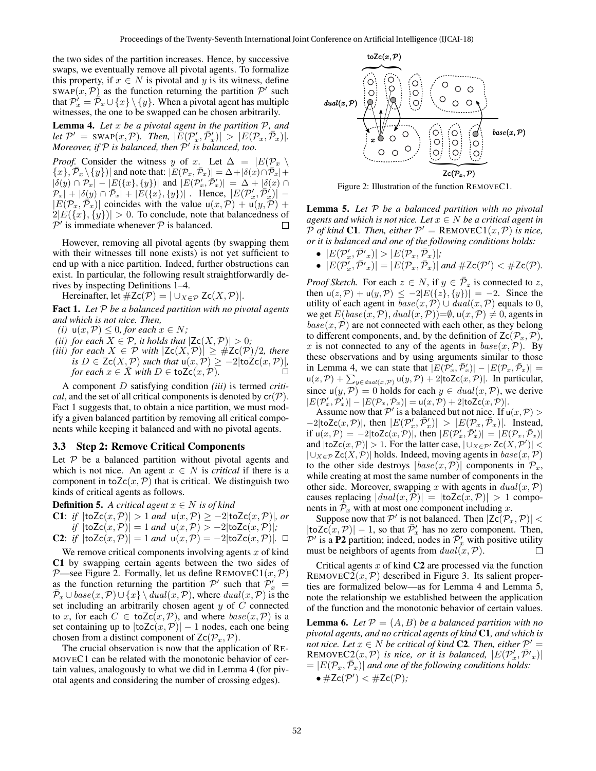the two sides of the partition increases. Hence, by successive swaps, we eventually remove all pivotal agents. To formalize this property, if $x \in N$ is pivotal and $y$ is its witness, define $\text{SWAP}(x, \mathcal{P})$ as the function returning the partition $\mathcal{P}'$ such that $\mathcal{P}'_x = \bar{\mathcal{P}}_x \cup \{x\} \setminus \{y\}$. When a pivotal agent has multiple witnesses, the one to be swapped can be chosen arbitrarily.

**Lemma 4.** *Let $x$ be a pivotal agent in the partition $\mathcal{P}$, and let $\mathcal{P}' = \text{SWAP}(x, \mathcal{P})$. Then, $|E(\mathcal{P}'_x, \bar{\mathcal{P}}'_x)| > |E(\mathcal{P}_x, \bar{\mathcal{P}}_x)|$. Moreover, if $\mathcal{P}$ is balanced, then $\mathcal{P}'$ is balanced, too.*

*Proof.* Consider the witness $y$ of $x$. Let $\Delta = |E(\mathcal{P}_x \setminus \{x\}, \bar{\mathcal{P}}_x \setminus \{y\})|$ and note that: $|E(\mathcal{P}_x, \bar{\mathcal{P}}_x)| = \Delta + |\delta(x) \cap \bar{\mathcal{P}}_x| + |\delta(y) \cap \mathcal{P}_x| - |E(\{x\}, \{y\})|$ and $|E(\mathcal{P}'_x, \bar{\mathcal{P}}'_x)| = \Delta + |\delta(x) \cap \mathcal{P}_x| + |\delta(y) \cap \bar{\mathcal{P}}_x| + |E(\{x\}, \{y\})|$ . Hence, $|E(\mathcal{P}'_x, \bar{\mathcal{P}}'_x)| - |E(\mathcal{P}_x, \bar{\mathcal{P}}_x)|$ coincides with the value $\mathsf{u}(x, \mathcal{P}) + \mathsf{u}(y, \mathcal{P}) + 2|E(\{x\}, \{y\})| > 0$. To conclude, note that balancedness of $\mathcal{P}'$ is immediate whenever $\mathcal{P}$ is balanced. □

However, removing all pivotal agents (by swapping them with their witnesses till none exists) is not yet sufficient to end up with a nice partition. Indeed, further obstructions can exist. In particular, the following result straightforwardly derives by inspecting Definitions 1–4.

Hereinafter, let $\#\mathsf{Zc}(\mathcal{P}) = |\cup_{X \in \mathcal{P}} \mathsf{Zc}(X, \mathcal{P})|$.

**Fact 1.** *Let $\mathcal{P}$ be a balanced partition with no pivotal agents and which is not nice. Then,*

*(i) $\mathsf{u}(x, \mathcal{P}) \leq 0$, for each $x \in N$;*
*(ii) for each $X \in \mathcal{P}$, it holds that $|\mathsf{Zc}(X, \mathcal{P})| > 0$;*
*(iii) for each $X \in \mathcal{P}$ with $|\mathsf{Zc}(X, \mathcal{P})| \geq \#\mathsf{Zc}(\mathcal{P})/2$, there is $D \in \mathsf{Zc}(X, \mathcal{P})$ such that $\mathsf{u}(x, \mathcal{P}) \geq -2|\mathsf{toZc}(x, \mathcal{P})|$, for each $x \in X$ with $D \in \mathsf{toZc}(x, \mathcal{P})$.* □

A component $D$ satisfying condition *(iii)* is termed *critical*, and the set of all critical components is denoted by $\mathsf{cr}(\mathcal{P})$. Fact 1 suggests that, to obtain a nice partition, we must modify a given balanced partition by removing all critical components while keeping it balanced and with no pivotal agents.

### 3.3 Step 2: Remove Critical Components

Let $\mathcal{P}$ be a balanced partition without pivotal agents and which is not nice. An agent $x \in N$ is *critical* if there is a component in $\mathsf{toZc}(x, \mathcal{P})$ that is critical. We distinguish two kinds of critical agents as follows.

**Definition 5.** *A critical agent $x \in N$ is of kind*

**C1**: *if $|\mathsf{toZc}(x, \mathcal{P})| > 1$ and $\mathsf{u}(x, \mathcal{P}) \geq -2|\mathsf{toZc}(x, \mathcal{P})|$, or if $|\mathsf{toZc}(x, \mathcal{P})| = 1$ and $\mathsf{u}(x, \mathcal{P}) > -2|\mathsf{toZc}(x, \mathcal{P})|$;*

**C2**: *if $|\mathsf{toZc}(x, \mathcal{P})| = 1$ and $\mathsf{u}(x, \mathcal{P}) = -2|\mathsf{toZc}(x, \mathcal{P})|$.* □

We remove critical components involving agents $x$ of kind **C1** by swapping certain agents between the two sides of $\mathcal{P}$—see Figure 2. Formally, let us define $\text{REMOVEC1}(x, \mathcal{P})$ as the function returning the partition $\mathcal{P}'$ such that $\mathcal{P}'_x = \bar{\mathcal{P}}_x \cup base(x, \mathcal{P}) \cup \{x\} \setminus dual(x, \mathcal{P})$, where $dual(x, \mathcal{P})$ is the set including an arbitrarily chosen agent $y$ of $C$ connected to $x$, for each $C \in \mathsf{toZc}(x, \mathcal{P})$, and where $base(x, \mathcal{P})$ is a set containing up to $|\mathsf{toZc}(x, \mathcal{P})| - 1$ nodes, each one being chosen from a distinct component of $\mathsf{Zc}(\mathcal{P}_x, \mathcal{P})$.

The crucial observation is now that the application of REMOVEC1 can be related with the monotonic behavior of certain values, analogously to what we did in Lemma 4 (for pivotal agents and considering the number of crossing edges).

Figure 2: Illustration of the function REMOVEC1.

**Lemma 5.** *Let $\mathcal{P}$ be a balanced partition with no pivotal agents and which is not nice. Let $x \in N$ be a critical agent in $\mathcal{P}$ of kind **C1**. Then, either $\mathcal{P}' = \text{REMOVEC1}(x, \mathcal{P})$ is nice, or it is balanced and one of the following conditions holds:*

- *$|E(\mathcal{P}'_x, \bar{\mathcal{P}'}_x)| > |E(\mathcal{P}_x, \bar{\mathcal{P}}_x)|$;*
- *$|E(\mathcal{P}'_x, \bar{\mathcal{P}'}_x)| = |E(\mathcal{P}_x, \bar{\mathcal{P}}_x)|$ and $\#\mathsf{Zc}(\mathcal{P}') < \#\mathsf{Zc}(\mathcal{P})$.*

*Proof Sketch.* For each $z \in N$, if $y \in \bar{\mathcal{P}}_z$ is connected to $z$, then $\mathsf{u}(z, \mathcal{P}) + \mathsf{u}(y, \mathcal{P}) \leq -2|E(\{z\}, \{y\})| = -2$. Since the utility of each agent in $base(x, \mathcal{P}) \cup dual(x, \mathcal{P})$ equals to 0, we get $E(base(x, \mathcal{P}), dual(x, \mathcal{P})) = \emptyset$, $\mathsf{u}(x, \mathcal{P}) \neq 0$, agents in $base(x, \mathcal{P})$ are not connected with each other, as they belong to different components, and, by the definition of $\mathsf{Zc}(\mathcal{P}_x, \mathcal{P})$, $x$ is not connected to any of the agents in $base(x, \mathcal{P})$. By these observations and by using arguments similar to those in Lemma 4, we can state that $|E(\mathcal{P}'_x, \bar{\mathcal{P}}'_x)| - |E(\mathcal{P}_x, \bar{\mathcal{P}}_x)| = \mathsf{u}(x, \mathcal{P}) + \sum_{y \in dual(x, \mathcal{P})} \mathsf{u}(y, \mathcal{P}) + 2|\mathsf{toZc}(x, \mathcal{P})|$. In particular, since $\mathsf{u}(y, \mathcal{P}) = 0$ holds for each $y \in dual(x, \mathcal{P})$, we derive $|E(\mathcal{P}'_x, \bar{\mathcal{P}}'_x)| - |E(\mathcal{P}_x, \bar{\mathcal{P}}_x)| = \mathsf{u}(x, \mathcal{P}) + 2|\mathsf{toZc}(x, \mathcal{P})|$.

Assume now that $\mathcal{P}'$ is a balanced but not nice. If $\mathsf{u}(x, \mathcal{P}) > -2|\mathsf{toZc}(x, \mathcal{P})|$, then $|E(\mathcal{P}'_x, \bar{\mathcal{P}}'_x)| > |E(\mathcal{P}_x, \bar{\mathcal{P}}_x)|$. Instead, if $\mathsf{u}(x, \mathcal{P}) = -2|\mathsf{toZc}(x, \mathcal{P})|$, then $|E(\mathcal{P}'_x, \bar{\mathcal{P}}'_x)| = |E(\mathcal{P}_x, \bar{\mathcal{P}}_x)|$ and $|\mathsf{toZc}(x, \mathcal{P})| > 1$. For the latter case, $|\cup_{X \in \mathcal{P}'} \mathsf{Zc}(X, \mathcal{P}')| < |\cup_{X \in \mathcal{P}} \mathsf{Zc}(X, \mathcal{P})|$ holds. Indeed, moving agents in $base(x, \mathcal{P})$ to the other side destroys $|base(x, \mathcal{P})|$ components in $\mathcal{P}_x$, while creating at most the same number of components in the other side. Moreover, swapping $x$ with agents in $dual(x, \mathcal{P})$ causes replacing $|dual(x, \mathcal{P})| = |\mathsf{toZc}(x, \mathcal{P})| > 1$ components in $\bar{\mathcal{P}}_x$ with at most one component including $x$.

Suppose now that $\mathcal{P}'$ is not balanced. Then $|\mathsf{Zc}(\mathcal{P}_x, \mathcal{P})| < |\mathsf{toZc}(x, \mathcal{P})| - 1$, so that $\bar{\mathcal{P}}'_x$ has no zero component. Then, $\mathcal{P}'$ is a **P2** partition; indeed, nodes in $\bar{\mathcal{P}}'_x$ with positive utility must be neighbors of agents from $dual(x, \mathcal{P})$. □

Critical agents $x$ of kind **C2** are processed via the function $\text{REMOVEC2}(x, \mathcal{P})$ described in Figure 3. Its salient properties are formalized below—as for Lemma 4 and Lemma 5, note the relationship we established between the application of the function and the monotonic behavior of certain values.

**Lemma 6.** *Let $\mathcal{P} = (A, B)$ be a balanced partition with no pivotal agents, and no critical agents of kind **C1**, and which is not nice. Let $x \in N$ be critical of kind **C2**. Then, either $\mathcal{P}' = \text{REMOVEC2}(x, \mathcal{P})$ is nice, or it is balanced, $|E(\mathcal{P}'_x, \bar{\mathcal{P}'}_x)| = |E(\mathcal{P}_x, \bar{\mathcal{P}}_x)|$ and one of the following conditions holds:*

- *$\#\mathsf{Zc}(\mathcal{P}') < \#\mathsf{Zc}(\mathcal{P})$;*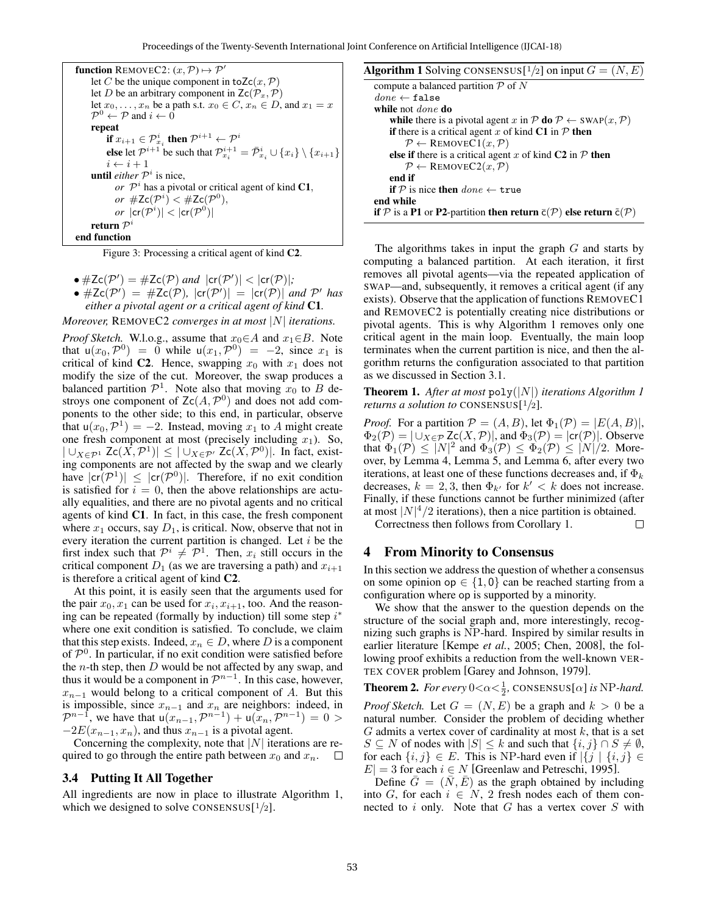```
function REMOVEC2: (x, P) ↦ P'
    let C be the unique component in toZc(x, P)
    let D be an arbitrary component in Zc(P_x̄, P)
    let x_0, ..., x_n be a path s.t. x_0 ∈ C, x_n ∈ D, and x_1 = x
    P^0 ← P and i ← 0
    repeat
        if x_{i+1} ∈ P^i_{x_i} then P^{i+1} ← P^i
        else let P^{i+1} be such that P^{i+1}_{x_i} = P̄^i_{x_i} ∪ {x_i} \ {x_{i+1}}
        i ← i + 1
    until either P^i is nice,
          or P^i has a pivotal or critical agent of kind C1,
          or #Zc(P^i) < #Zc(P^0),
          or |cr(P^i)| < |cr(P^0)|
    return P^i
end function
```

Figure 3: Processing a critical agent of kind **C2**.

- $\#\mathsf{Zc}(\mathcal{P}') = \#\mathsf{Zc}(\mathcal{P})$ *and* $|\mathsf{cr}(\mathcal{P}')| < |\mathsf{cr}(\mathcal{P})|$*;*
- $\#\mathsf{Zc}(\mathcal{P}') = \#\mathsf{Zc}(\mathcal{P})$*,* $|\mathsf{cr}(\mathcal{P}')| = |\mathsf{cr}(\mathcal{P})|$ *and* $\mathcal{P}'$ *has either a pivotal agent or a critical agent of kind* **C1***.*

*Moreover,* REMOVEC2 *converges in at most* $|N|$ *iterations.*

*Proof Sketch.* W.l.o.g., assume that $x_0 \in A$ and $x_1 \in B$. Note that $\mathsf{u}(x_0, \mathcal{P}^0) = 0$ while $\mathsf{u}(x_1, \mathcal{P}^0) = -2$, since $x_1$ is critical of kind **C2**. Hence, swapping $x_0$ with $x_1$ does not modify the size of the cut. Moreover, the swap produces a balanced partition $\mathcal{P}^1$. Note also that moving $x_0$ to $B$ destroys one component of $\mathsf{Zc}(A, \mathcal{P}^0)$ and does not add components to the other side; to this end, in particular, observe that $\mathsf{u}(x_0, \mathcal{P}^1) = -2$. Instead, moving $x_1$ to $A$ might create one fresh component at most (precisely including $x_1$). So, $| \cup_{X \in \mathcal{P}^1} \mathsf{Zc}(X, \mathcal{P}^1)| \leq | \cup_{X \in \mathcal{P}'} \mathsf{Zc}(X, \mathcal{P}^0)|$. In fact, existing components are not affected by the swap and we clearly have $|\mathsf{cr}(\mathcal{P}^1)| \leq |\mathsf{cr}(\mathcal{P}^0)|$. Therefore, if no exit condition is satisfied for $i = 0$, then the above relationships are actually equalities, and there are no pivotal agents and no critical agents of kind **C1**. In fact, in this case, the fresh component where $x_1$ occurs, say $D_1$, is critical. Now, observe that not in every iteration the current partition is changed. Let $i$ be the first index such that $\mathcal{P}^i \neq \mathcal{P}^1$. Then, $x_i$ still occurs in the critical component $D_1$ (as we are traversing a path) and $x_{i+1}$ is therefore a critical agent of kind **C2**.

At this point, it is easily seen that the arguments used for the pair $x_0, x_1$ can be used for $x_i, x_{i+1}$, too. And the reasoning can be repeated (formally by induction) till some step $i^*$ where one exit condition is satisfied. To conclude, we claim that this step exists. Indeed, $x_n \in D$, where $D$ is a component of $\mathcal{P}^0$. In particular, if no exit condition were satisfied before the $n$-th step, then $D$ would be not affected by any swap, and thus it would be a component in $\mathcal{P}^{n-1}$. In this case, however, $x_{n-1}$ would belong to a critical component of $A$. But this is impossible, since $x_{n-1}$ and $x_n$ are neighbors: indeed, in $\mathcal{P}^{n-1}$, we have that $\mathsf{u}(x_{n-1}, \mathcal{P}^{n-1}) + \mathsf{u}(x_n, \mathcal{P}^{n-1}) = 0 > -2E(x_{n-1}, x_n)$, and thus $x_{n-1}$ is a pivotal agent.

Concerning the complexity, note that $|N|$ iterations are required to go through the entire path between $x_0$ and $x_n$. $\square$

### 3.4 Putting It All Together

All ingredients are now in place to illustrate Algorithm 1, which we designed to solve CONSENSUS[1/2].

**Algorithm 1** Solving CONSENSUS[1/2] on input $G = (N, E)$

```
compute a balanced partition P of N
done ← false
while not done do
    while there is a pivotal agent x in P do P ← SWAP(x, P)
    if there is a critical agent x of kind C1 in P then
        P ← REMOVEC1(x, P)
    else if there is a critical agent x of kind C2 in P then
        P ← REMOVEC2(x, P)
    end if
    if P is nice then done ← true
end while
if P is a P1 or P2-partition then return c̄(P) else return c̃(P)
```

The algorithms takes in input the graph $G$ and starts by computing a balanced partition. At each iteration, it first removes all pivotal agents—via the repeated application of SWAP—and, subsequently, it removes a critical agent (if any exists). Observe that the application of functions REMOVEC1 and REMOVEC2 is potentially creating nice distributions or pivotal agents. This is why Algorithm 1 removes only one critical agent in the main loop. Eventually, the main loop terminates when the current partition is nice, and then the algorithm returns the configuration associated to that partition as we discussed in Section 3.1.

**Theorem 1.** *After at most* $\mathrm{poly}(|N|)$ *iterations Algorithm 1 returns a solution to* CONSENSUS[1/2].

*Proof.* For a partition $\mathcal{P} = (A, B)$, let $\Phi_1(\mathcal{P}) = |E(A, B)|$, $\Phi_2(\mathcal{P}) = | \cup_{X \in \mathcal{P}} \mathsf{Zc}(X, \mathcal{P})|$, and $\Phi_3(\mathcal{P}) = |\mathsf{cr}(\mathcal{P})|$. Observe that $\Phi_1(\mathcal{P}) \leq |N|^2$ and $\Phi_3(\mathcal{P}) \leq \Phi_2(\mathcal{P}) \leq |N|/2$. Moreover, by Lemma 4, Lemma 5, and Lemma 6, after every two iterations, at least one of these functions decreases and, if $\Phi_k$ decreases, $k = 2, 3$, then $\Phi_{k'}$ for $k' < k$ does not increase. Finally, if these functions cannot be further minimized (after at most $|N|^4/2$ iterations), then a nice partition is obtained.

Correctness then follows from Corollary 1. $\square$

## 4 From Minority to Consensus

In this section we address the question of whether a consensus on some opinion $\mathsf{op} \in \{1, 0\}$ can be reached starting from a configuration where op is supported by a minority.

We show that the answer to the question depends on the structure of the social graph and, more interestingly, recognizing such graphs is NP-hard. Inspired by similar results in earlier literature [Kempe *et al.*, 2005; Chen, 2008], the following proof exhibits a reduction from the well-known VERTEX COVER problem [Garey and Johnson, 1979].

**Theorem 2.** *For every* $0 < \alpha < \frac{1}{2}$*,* CONSENSUS[$\alpha$] *is* NP*-hard.*

*Proof Sketch.* Let $G = (N, E)$ be a graph and $k > 0$ be a natural number. Consider the problem of deciding whether $G$ admits a vertex cover of cardinality at most $k$, that is a set $S \subseteq N$ of nodes with $|S| \leq k$ and such that $\{i, j\} \cap S \neq \emptyset$, for each $\{i, j\} \in E$. This is NP-hard even if $|\{j \mid \{i, j\} \in E| = 3$ for each $i \in N$ [Greenlaw and Petreschi, 1995].

Define $\bar{G} = (\bar{N}, \bar{E})$ as the graph obtained by including into $G$, for each $i \in N$, 2 fresh nodes each of them connected to $i$ only. Note that $G$ has a vertex cover $S$ with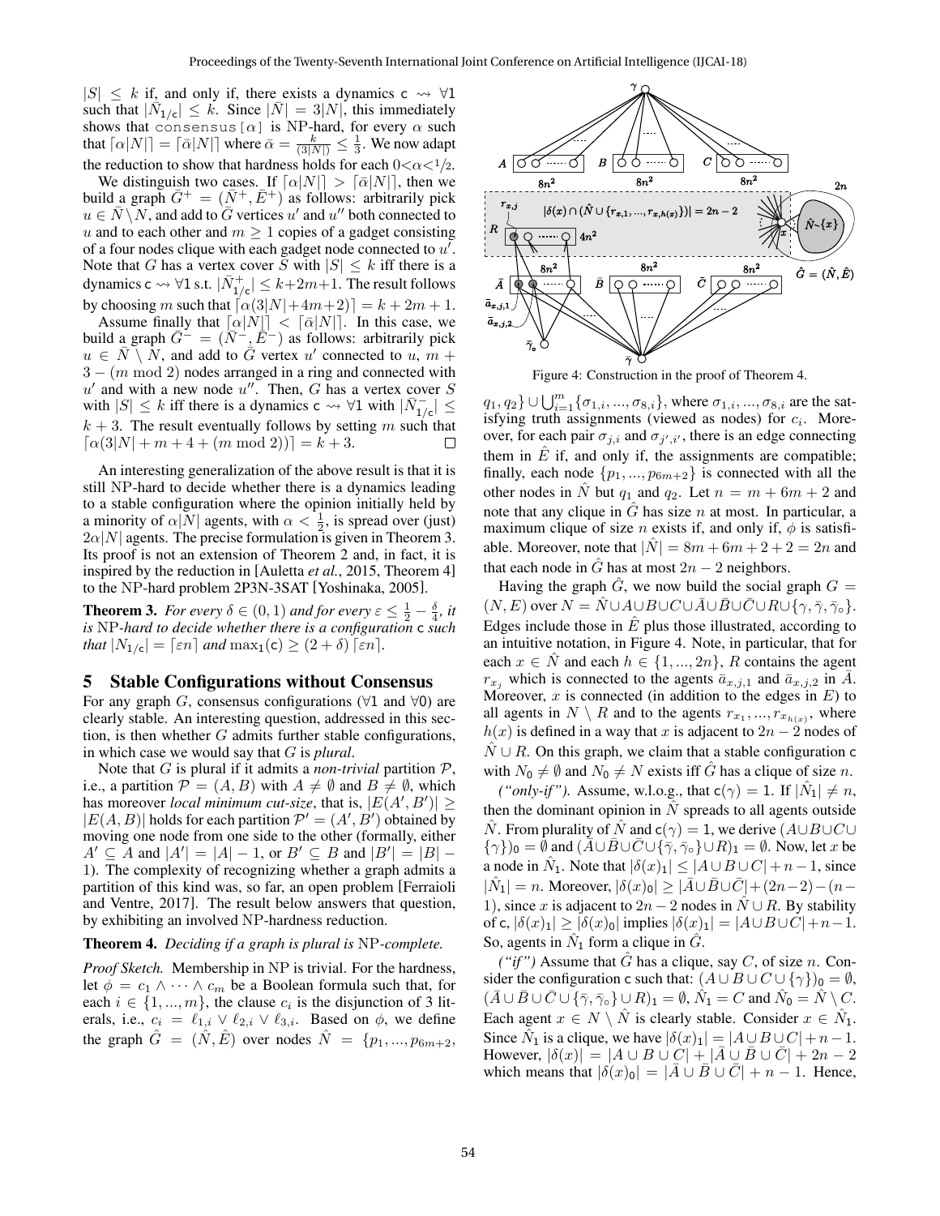$|S| \leq k$ if, and only if, there exists a dynamics $c \rightsquigarrow \forall 1$ such that $|\bar{N}_{1/c}| \leq k$. Since $|\bar{N}| = 3|N|$, this immediately shows that consensus[$\alpha$] is NP-hard, for every $\alpha$ such that $\lceil \alpha |N| \rceil = \lceil \bar{\alpha} |N| \rceil$ where $\bar{\alpha} = \frac{k}{(3|N|)} \leq \frac{1}{3}$. We now adapt the reduction to show that hardness holds for each $0 < \alpha < 1/2$.

We distinguish two cases. If $\lceil \alpha |N| \rceil > \lceil \bar{\alpha} |N| \rceil$, then we build a graph $\bar{G}^+ = (\bar{N}^+, \bar{E}^+)$ as follows: arbitrarily pick $u \in \bar{N} \setminus N$, and add to $\bar{G}$ vertices $u'$ and $u''$ both connected to $u$ and to each other and $m \geq 1$ copies of a gadget consisting of a four nodes clique with each gadget node connected to $u'$. Note that $G$ has a vertex cover $S$ with $|S| \leq k$ iff there is a dynamics $c \rightsquigarrow \forall 1$ s.t. $|\bar{N}^+_{1/c}| \leq k+2m+1$. The result follows by choosing $m$ such that $\lceil \alpha(3|N|+4m+2) \rceil = k + 2m + 1$.

Assume finally that $\lceil \alpha |N| \rceil < \lceil \bar{\alpha} |N| \rceil$. In this case, we build a graph $\bar{G}^- = (\bar{N}^-, \bar{E}^-)$ as follows: arbitrarily pick $u \in \bar{N} \setminus N$, and add to $\bar{G}$ vertex $u'$ connected to $u$, $m + 3 - (m \bmod 2)$ nodes arranged in a ring and connected with $u'$ and with a new node $u''$. Then, $G$ has a vertex cover $S$ with $|S| \leq k$ iff there is a dynamics $c \rightsquigarrow \forall 1$ with $|\bar{N}^-_{1/c}| \leq k + 3$. The result eventually follows by setting $m$ such that $\lceil \alpha(3|N| + m + 4 + (m \bmod 2)) \rceil = k + 3$. $\square$

An interesting generalization of the above result is that it is still NP-hard to decide whether there is a dynamics leading to a stable configuration where the opinion initially held by a minority of $\alpha|N|$ agents, with $\alpha < \frac{1}{2}$, is spread over (just) $2\alpha|N|$ agents. The precise formulation is given in Theorem 3. Its proof is not an extension of Theorem 2 and, in fact, it is inspired by the reduction in [Auletta *et al.*, 2015, Theorem 4] to the NP-hard problem 2P3N-3SAT [Yoshinaka, 2005].

**Theorem 3.** *For every $\delta \in (0, 1)$ and for every $\varepsilon \leq \frac{1}{2} - \frac{\delta}{4}$, it is* NP*-hard to decide whether there is a configuration* c *such that $|N_{1/c}| = \lceil \varepsilon n \rceil$ and $\max_1(c) \geq (2 + \delta) \lceil \varepsilon n \rceil$.*

## 5 Stable Configurations without Consensus

For any graph $G$, consensus configurations ($\forall 1$ and $\forall 0$) are clearly stable. An interesting question, addressed in this section, is then whether $G$ admits further stable configurations, in which case we would say that $G$ is *plural*.

Note that $G$ is plural if it admits a *non-trivial* partition $\mathcal{P}$, i.e., a partition $\mathcal{P} = (A, B)$ with $A \neq \emptyset$ and $B \neq \emptyset$, which has moreover *local minimum cut-size*, that is, $|E(A', B')| \geq |E(A, B)|$ holds for each partition $\mathcal{P}' = (A', B')$ obtained by moving one node from one side to the other (formally, either $A' \subseteq A$ and $|A'| = |A| - 1$, or $B' \subseteq B$ and $|B'| = |B| - 1$). The complexity of recognizing whether a graph admits a partition of this kind was, so far, an open problem [Ferraioli and Ventre, 2017]. The result below answers that question, by exhibiting an involved NP-hardness reduction.

**Theorem 4.** *Deciding if a graph is plural is* NP*-complete.*

*Proof Sketch.* Membership in NP is trivial. For the hardness, let $\phi = c_1 \wedge \cdots \wedge c_m$ be a Boolean formula such that, for each $i \in \{1, ..., m\}$, the clause $c_i$ is the disjunction of 3 literals, i.e., $c_i = \ell_{1,i} \vee \ell_{2,i} \vee \ell_{3,i}$. Based on $\phi$, we define the graph $\hat{G} = (\hat{N}, \hat{E})$ over nodes $\hat{N} = \{p_1, ..., p_{6m+2}, q_1, q_2\} \cup \bigcup_{i=1}^m \{\sigma_{1,i}, ..., \sigma_{8,i}\}$, where $\sigma_{1,i}, ..., \sigma_{8,i}$ are the satisfying truth assignments (viewed as nodes) for $c_i$. Moreover, for each pair $\sigma_{j,i}$ and $\sigma_{j',i'}$, there is an edge connecting them in $\hat{E}$ if, and only if, the assignments are compatible; finally, each node $\{p_1, ..., p_{6m+2}\}$ is connected with all the other nodes in $\hat{N}$ but $q_1$ and $q_2$. Let $n = m + 6m + 2$ and note that any clique in $\hat{G}$ has size $n$ at most. In particular, a maximum clique of size $n$ exists if, and only if, $\phi$ is satisfiable. Moreover, note that $|\hat{N}| = 8m + 6m + 2 + 2 = 2n$ and that each node in $\hat{G}$ has at most $2n - 2$ neighbors.

Figure 4: Construction in the proof of Theorem 4.

Having the graph $\hat{G}$, we now build the social graph $G = (N, E)$ over $N = \hat{N} \cup A \cup B \cup C \cup \bar{A} \cup \bar{B} \cup \bar{C} \cup R \cup \{\gamma, \bar{\gamma}, \bar{\gamma}_\circ\}$. Edges include those in $\hat{E}$ plus those illustrated, according to an intuitive notation, in Figure 4. Note, in particular, that for each $x \in \hat{N}$ and each $h \in \{1, ..., 2n\}$, $R$ contains the agent $r_{x_j}$ which is connected to the agents $\bar{a}_{x,j,1}$ and $\bar{a}_{x,j,2}$ in $\bar{A}$. Moreover, $x$ is connected (in addition to the edges in $E$) to all agents in $N \setminus R$ and to the agents $r_{x_1}, ..., r_{x_{h(x)}}$, where $h(x)$ is defined in a way that $x$ is adjacent to $2n - 2$ nodes of $\hat{N} \cup R$. On this graph, we claim that a stable configuration c with $N_0 \neq \emptyset$ and $N_0 \neq N$ exists iff $\hat{G}$ has a clique of size $n$.

*("only-if").* Assume, w.l.o.g., that $c(\gamma) = 1$. If $|\hat{N}_1| \neq n$, then the dominant opinion in $\hat{N}$ spreads to all agents outside $\hat{N}$. From plurality of $\hat{N}$ and $c(\gamma) = 1$, we derive $(A \cup B \cup C \cup \{\gamma\})_0 = \emptyset$ and $(\bar{A} \cup \bar{B} \cup \bar{C} \cup \{\bar{\gamma}, \bar{\gamma}_\circ\} \cup R)_1 = \emptyset$. Now, let $x$ be a node in $\hat{N}_1$. Note that $|\delta(x)_1| \leq |A \cup B \cup C| + n - 1$, since $|\hat{N}_1| = n$. Moreover, $|\delta(x)_0| \geq |\bar{A} \cup \bar{B} \cup \bar{C}| + (2n-2) - (n-1)$, since $x$ is adjacent to $2n - 2$ nodes in $\hat{N} \cup R$. By stability of c, $|\delta(x)_1| \geq |\delta(x)_0|$ implies $|\delta(x)_1| = |A \cup B \cup C| + n - 1$. So, agents in $\hat{N}_1$ form a clique in $\hat{G}$.

*("if")* Assume that $\hat{G}$ has a clique, say $C$, of size $n$. Consider the configuration c such that: $(A \cup B \cup C \cup \{\gamma\})_0 = \emptyset$, $(\bar{A} \cup \bar{B} \cup \bar{C} \cup \{\bar{\gamma}, \bar{\gamma}_\circ\} \cup R)_1 = \emptyset$, $\hat{N}_1 = C$ and $\hat{N}_0 = \hat{N} \setminus C$. Each agent $x \in N \setminus \hat{N}$ is clearly stable. Consider $x \in \hat{N}_1$. Since $\hat{N}_1$ is a clique, we have $|\delta(x)_1| = |A \cup B \cup C| + n - 1$. However, $|\delta(x)| = |A \cup B \cup C| + |\bar{A} \cup \bar{B} \cup \bar{C}| + 2n - 2$ which means that $|\delta(x)_0| = |\bar{A} \cup \bar{B} \cup \bar{C}| + n - 1$. Hence,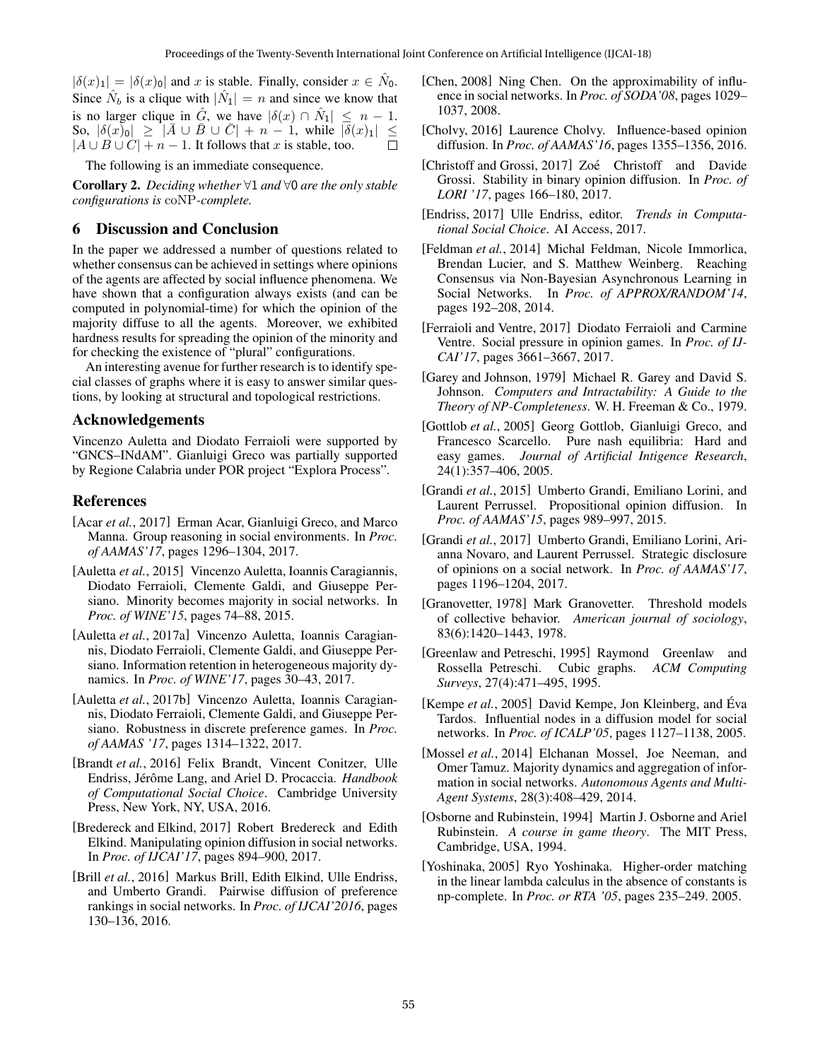$|\delta(x)_1| = |\delta(x)_0|$ and $x$ is stable. Finally, consider $x \in \hat{N}_0$. Since $\hat{N}_b$ is a clique with $|\hat{N}_1| = n$ and since we know that is no larger clique in $\hat{G}$, we have $|\delta(x) \cap \hat{N}_1| \leq n - 1$. So, $|\delta(x)_0| \geq |\bar{A} \cup \bar{B} \cup \bar{C}| + n - 1$, while $|\delta(x)_1| \leq |A \cup B \cup C| + n - 1$. It follows that $x$ is stable, too. □

The following is an immediate consequence.

**Corollary 2.** *Deciding whether* $\forall 1$ *and* $\forall 0$ *are the only stable configurations is* coNP*-complete.*

## 6 Discussion and Conclusion

In the paper we addressed a number of questions related to whether consensus can be achieved in settings where opinions of the agents are affected by social influence phenomena. We have shown that a configuration always exists (and can be computed in polynomial-time) for which the opinion of the majority diffuse to all the agents. Moreover, we exhibited hardness results for spreading the opinion of the minority and for checking the existence of "plural" configurations.

An interesting avenue for further research is to identify special classes of graphs where it is easy to answer similar questions, by looking at structural and topological restrictions.

## Acknowledgements

Vincenzo Auletta and Diodato Ferraioli were supported by "GNCS–INdAM". Gianluigi Greco was partially supported by Regione Calabria under POR project "Explora Process".

## References

[Acar *et al.*, 2017] Erman Acar, Gianluigi Greco, and Marco Manna. Group reasoning in social environments. In *Proc. of AAMAS'17*, pages 1296–1304, 2017.

[Auletta *et al.*, 2015] Vincenzo Auletta, Ioannis Caragiannis, Diodato Ferraioli, Clemente Galdi, and Giuseppe Persiano. Minority becomes majority in social networks. In *Proc. of WINE'15*, pages 74–88, 2015.

[Auletta *et al.*, 2017a] Vincenzo Auletta, Ioannis Caragiannis, Diodato Ferraioli, Clemente Galdi, and Giuseppe Persiano. Information retention in heterogeneous majority dynamics. In *Proc. of WINE'17*, pages 30–43, 2017.

[Auletta *et al.*, 2017b] Vincenzo Auletta, Ioannis Caragiannis, Diodato Ferraioli, Clemente Galdi, and Giuseppe Persiano. Robustness in discrete preference games. In *Proc. of AAMAS '17*, pages 1314–1322, 2017.

[Brandt *et al.*, 2016] Felix Brandt, Vincent Conitzer, Ulle Endriss, Jérôme Lang, and Ariel D. Procaccia. *Handbook of Computational Social Choice*. Cambridge University Press, New York, NY, USA, 2016.

[Bredereck and Elkind, 2017] Robert Bredereck and Edith Elkind. Manipulating opinion diffusion in social networks. In *Proc. of IJCAI'17*, pages 894–900, 2017.

[Brill *et al.*, 2016] Markus Brill, Edith Elkind, Ulle Endriss, and Umberto Grandi. Pairwise diffusion of preference rankings in social networks. In *Proc. of IJCAI'2016*, pages 130–136, 2016.

[Chen, 2008] Ning Chen. On the approximability of influence in social networks. In *Proc. of SODA'08*, pages 1029–1037, 2008.

[Cholvy, 2016] Laurence Cholvy. Influence-based opinion diffusion. In *Proc. of AAMAS'16*, pages 1355–1356, 2016.

[Christoff and Grossi, 2017] Zoé Christoff and Davide Grossi. Stability in binary opinion diffusion. In *Proc. of LORI '17*, pages 166–180, 2017.

[Endriss, 2017] Ulle Endriss, editor. *Trends in Computational Social Choice*. AI Access, 2017.

[Feldman *et al.*, 2014] Michal Feldman, Nicole Immorlica, Brendan Lucier, and S. Matthew Weinberg. Reaching Consensus via Non-Bayesian Asynchronous Learning in Social Networks. In *Proc. of APPROX/RANDOM'14*, pages 192–208, 2014.

[Ferraioli and Ventre, 2017] Diodato Ferraioli and Carmine Ventre. Social pressure in opinion games. In *Proc. of IJCAI'17*, pages 3661–3667, 2017.

[Garey and Johnson, 1979] Michael R. Garey and David S. Johnson. *Computers and Intractability: A Guide to the Theory of NP-Completeness*. W. H. Freeman & Co., 1979.

[Gottlob *et al.*, 2005] Georg Gottlob, Gianluigi Greco, and Francesco Scarcello. Pure nash equilibria: Hard and easy games. *Journal of Artificial Intigence Research*, 24(1):357–406, 2005.

[Grandi *et al.*, 2015] Umberto Grandi, Emiliano Lorini, and Laurent Perrussel. Propositional opinion diffusion. In *Proc. of AAMAS'15*, pages 989–997, 2015.

[Grandi *et al.*, 2017] Umberto Grandi, Emiliano Lorini, Arianna Novaro, and Laurent Perrussel. Strategic disclosure of opinions on a social network. In *Proc. of AAMAS'17*, pages 1196–1204, 2017.

[Granovetter, 1978] Mark Granovetter. Threshold models of collective behavior. *American journal of sociology*, 83(6):1420–1443, 1978.

[Greenlaw and Petreschi, 1995] Raymond Greenlaw and Rossella Petreschi. Cubic graphs. *ACM Computing Surveys*, 27(4):471–495, 1995.

[Kempe *et al.*, 2005] David Kempe, Jon Kleinberg, and Éva Tardos. Influential nodes in a diffusion model for social networks. In *Proc. of ICALP'05*, pages 1127–1138, 2005.

[Mossel *et al.*, 2014] Elchanan Mossel, Joe Neeman, and Omer Tamuz. Majority dynamics and aggregation of information in social networks. *Autonomous Agents and Multi-Agent Systems*, 28(3):408–429, 2014.

[Osborne and Rubinstein, 1994] Martin J. Osborne and Ariel Rubinstein. *A course in game theory*. The MIT Press, Cambridge, USA, 1994.

[Yoshinaka, 2005] Ryo Yoshinaka. Higher-order matching in the linear lambda calculus in the absence of constants is np-complete. In *Proc. or RTA '05*, pages 235–249. 2005.